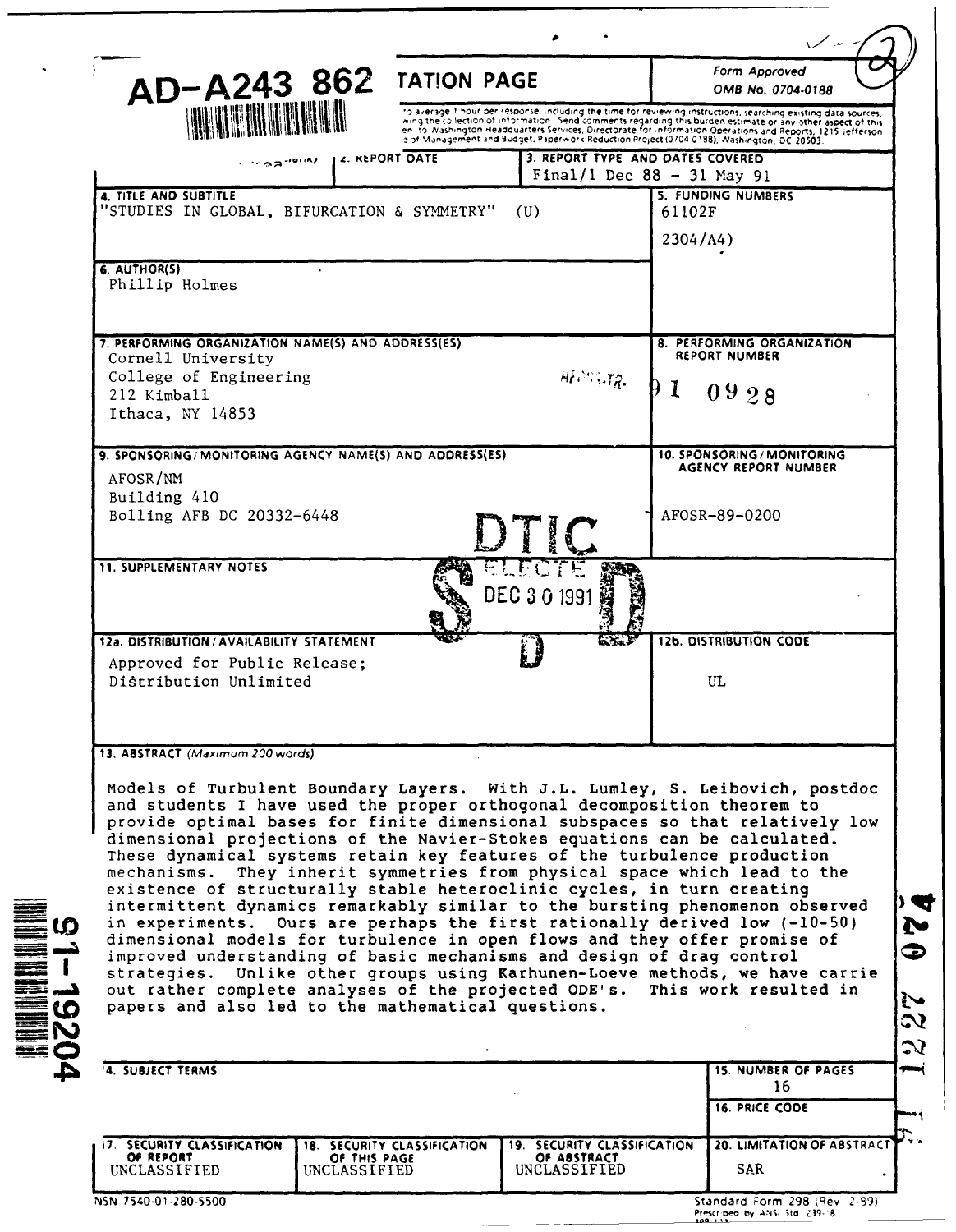AD-A243 862

# REPORT DOCUMENTATION PAGE

Form Approved
OMB No. 0704-0188

...to average 1 hour per response, including the time for reviewing instructions, searching existing data sources, ...ing the collection of information. Send comments regarding this burden estimate or any other aspect of this ...en, to Washington Headquarters Services, Directorate for Information Operations and Reports, 1215 Jefferson ...e of Management and Budget, Paperwork Reduction Project (0704-0188), Washington, DC 20503.

| | | |
|---|---|---|
| 1. AGENCY USE ONLY | 2. REPORT DATE | 3. REPORT TYPE AND DATES COVERED<br>Final/1 Dec 88 - 31 May 91 |

**4. TITLE AND SUBTITLE**
"STUDIES IN GLOBAL, BIFURCATION & SYMMETRY" (U)

**5. FUNDING NUMBERS**
61102F
2304/A4)

**6. AUTHOR(S)**
Phillip Holmes

**7. PERFORMING ORGANIZATION NAME(S) AND ADDRESS(ES)**
Cornell University
College of Engineering
212 Kimball
Ithaca, NY 14853

**8. PERFORMING ORGANIZATION REPORT NUMBER**
AFOSR-TR- 91 0928

**9. SPONSORING/MONITORING AGENCY NAME(S) AND ADDRESS(ES)**
AFOSR/NM
Building 410
Bolling AFB DC 20332-6448

**10. SPONSORING/MONITORING AGENCY REPORT NUMBER**
AFOSR-89-0200

DTIC ELECTE DEC 30 1991 S D

**11. SUPPLEMENTARY NOTES**

**12a. DISTRIBUTION/AVAILABILITY STATEMENT**
Approved for Public Release;
Distribution Unlimited

**12b. DISTRIBUTION CODE**
UL

**13. ABSTRACT** *(Maximum 200 words)*

Models of Turbulent Boundary Layers. With J.L. Lumley, S. Leibovich, postdoc and students I have used the proper orthogonal decomposition theorem to provide optimal bases for finite dimensional subspaces so that relatively low dimensional projections of the Navier-Stokes equations can be calculated. These dynamical systems retain key features of the turbulence production mechanisms. They inherit symmetries from physical space which lead to the existence of structurally stable heteroclinic cycles, in turn creating intermittent dynamics remarkably similar to the bursting phenomenon observed in experiments. Ours are perhaps the first rationally derived low (~10-50) dimensional models for turbulence in open flows and they offer promise of improved understanding of basic mechanisms and design of drag control strategies. Unlike other groups using Karhunen-Loeve methods, we have carrie out rather complete analyses of the projected ODE's. This work resulted in papers and also led to the mathematical questions.

91-19204

91 1227 024

| | | | |
|---|---|---|---|
| 14. SUBJECT TERMS | | | 15. NUMBER OF PAGES<br>16 |
| | | | 16. PRICE CODE |
| 17. SECURITY CLASSIFICATION OF REPORT<br>UNCLASSIFIED | 18. SECURITY CLASSIFICATION OF THIS PAGE<br>UNCLASSIFIED | 19. SECURITY CLASSIFICATION OF ABSTRACT<br>UNCLASSIFIED | 20. LIMITATION OF ABSTRACT<br>SAR |

NSN 7540-01-280-5500

Standard Form 298 (Rev 2-89)
Prescribed by ANSI Std 239-18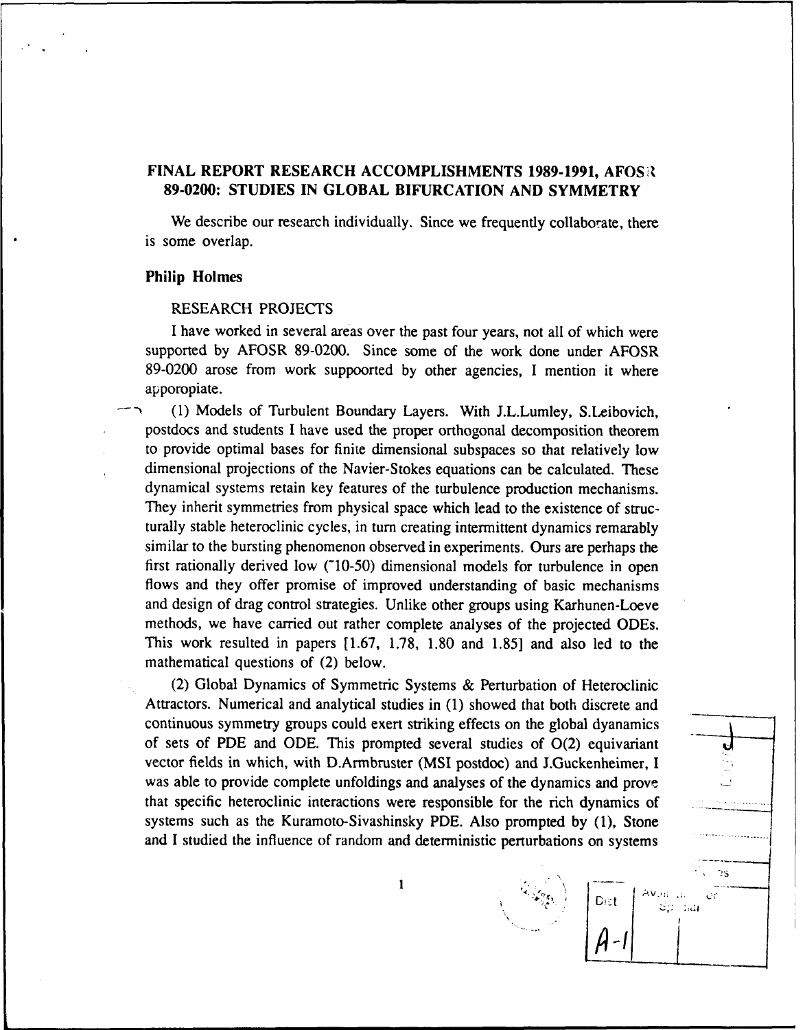# FINAL REPORT RESEARCH ACCOMPLISHMENTS 1989-1991, AFOSR 89-0200: STUDIES IN GLOBAL BIFURCATION AND SYMMETRY

We describe our research individually. Since we frequently collaborate, there is some overlap.

## Philip Holmes

### RESEARCH PROJECTS

I have worked in several areas over the past four years, not all of which were supported by AFOSR 89-0200. Since some of the work done under AFOSR 89-0200 arose from work suppoorted by other agencies, I mention it where apporopiate.

(1) Models of Turbulent Boundary Layers. With J.L.Lumley, S.Leibovich, postdocs and students I have used the proper orthogonal decomposition theorem to provide optimal bases for finite dimensional subspaces so that relatively low dimensional projections of the Navier-Stokes equations can be calculated. These dynamical systems retain key features of the turbulence production mechanisms. They inherit symmetries from physical space which lead to the existence of structurally stable heteroclinic cycles, in turn creating intermittent dynamics remarably similar to the bursting phenomenon observed in experiments. Ours are perhaps the first rationally derived low (~10-50) dimensional models for turbulence in open flows and they offer promise of improved understanding of basic mechanisms and design of drag control strategies. Unlike other groups using Karhunen-Loeve methods, we have carried out rather complete analyses of the projected ODEs. This work resulted in papers [1.67, 1.78, 1.80 and 1.85] and also led to the mathematical questions of (2) below.

(2) Global Dynamics of Symmetric Systems & Perturbation of Heteroclinic Attractors. Numerical and analytical studies in (1) showed that both discrete and continuous symmetry groups could exert striking effects on the global dyanamics of sets of PDE and ODE. This prompted several studies of O(2) equivariant vector fields in which, with D.Armbruster (MSI postdoc) and J.Guckenheimer, I was able to provide complete unfoldings and analyses of the dynamics and prove that specific heteroclinic interactions were responsible for the rich dynamics of systems such as the Kuramoto-Sivashinsky PDE. Also prompted by (1), Stone and I studied the influence of random and deterministic perturbations on systems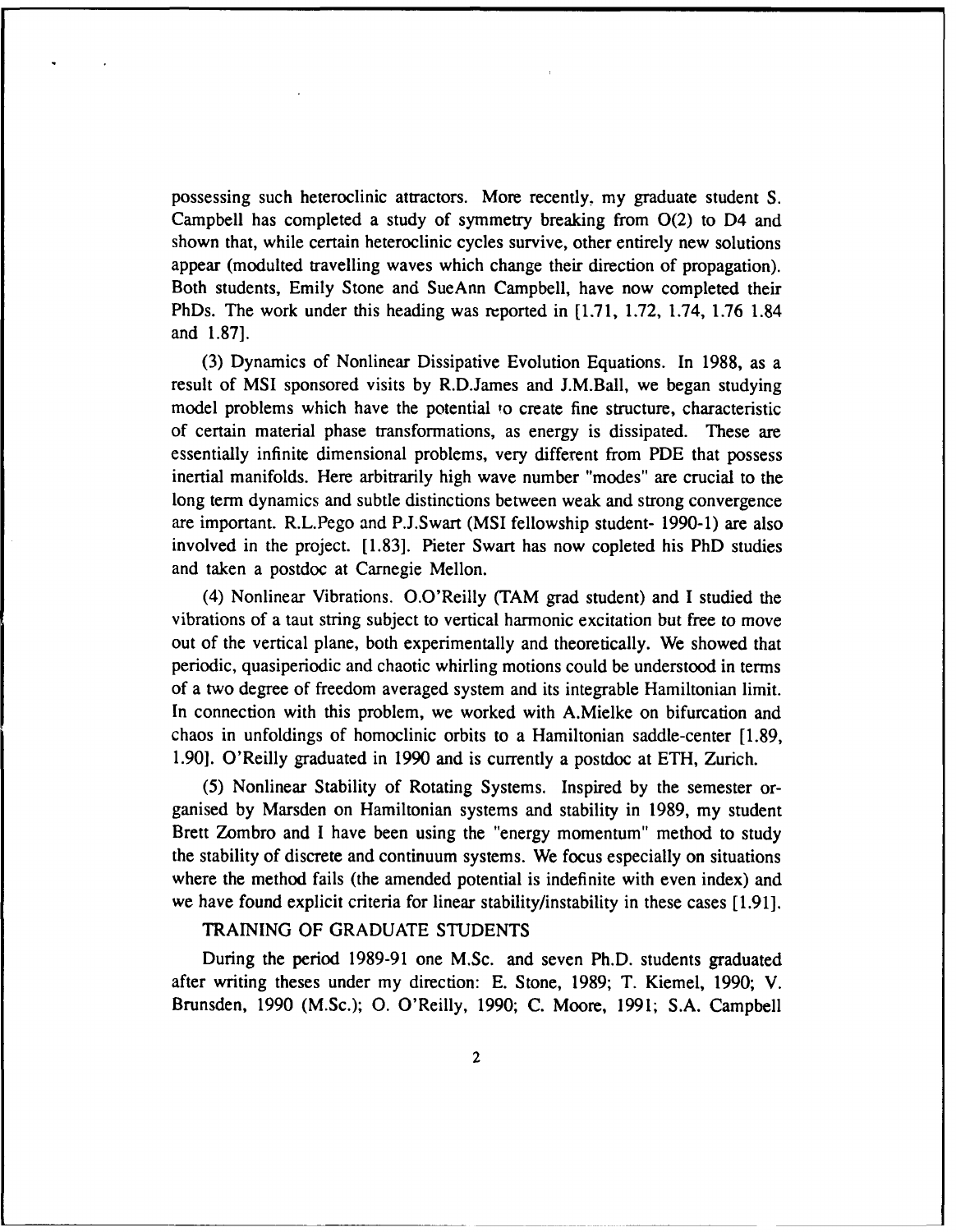possessing such heteroclinic attractors. More recently, my graduate student S. Campbell has completed a study of symmetry breaking from O(2) to D4 and shown that, while certain heteroclinic cycles survive, other entirely new solutions appear (modulted travelling waves which change their direction of propagation). Both students, Emily Stone and SueAnn Campbell, have now completed their PhDs. The work under this heading was reported in [1.71, 1.72, 1.74, 1.76 1.84 and 1.87].

(3) Dynamics of Nonlinear Dissipative Evolution Equations. In 1988, as a result of MSI sponsored visits by R.D.James and J.M.Ball, we began studying model problems which have the potential to create fine structure, characteristic of certain material phase transformations, as energy is dissipated. These are essentially infinite dimensional problems, very different from PDE that possess inertial manifolds. Here arbitrarily high wave number "modes" are crucial to the long term dynamics and subtle distinctions between weak and strong convergence are important. R.L.Pego and P.J.Swart (MSI fellowship student- 1990-1) are also involved in the project. [1.83]. Pieter Swart has now copleted his PhD studies and taken a postdoc at Carnegie Mellon.

(4) Nonlinear Vibrations. O.O'Reilly (TAM grad student) and I studied the vibrations of a taut string subject to vertical harmonic excitation but free to move out of the vertical plane, both experimentally and theoretically. We showed that periodic, quasiperiodic and chaotic whirling motions could be understood in terms of a two degree of freedom averaged system and its integrable Hamiltonian limit. In connection with this problem, we worked with A.Mielke on bifurcation and chaos in unfoldings of homoclinic orbits to a Hamiltonian saddle-center [1.89, 1.90]. O'Reilly graduated in 1990 and is currently a postdoc at ETH, Zurich.

(5) Nonlinear Stability of Rotating Systems. Inspired by the semester organised by Marsden on Hamiltonian systems and stability in 1989, my student Brett Zombro and I have been using the "energy momentum" method to study the stability of discrete and continuum systems. We focus especially on situations where the method fails (the amended potential is indefinite with even index) and we have found explicit criteria for linear stability/instability in these cases [1.91].

## TRAINING OF GRADUATE STUDENTS

During the period 1989-91 one M.Sc. and seven Ph.D. students graduated after writing theses under my direction: E. Stone, 1989; T. Kiemel, 1990; V. Brunsden, 1990 (M.Sc.); O. O'Reilly, 1990; C. Moore, 1991; S.A. Campbell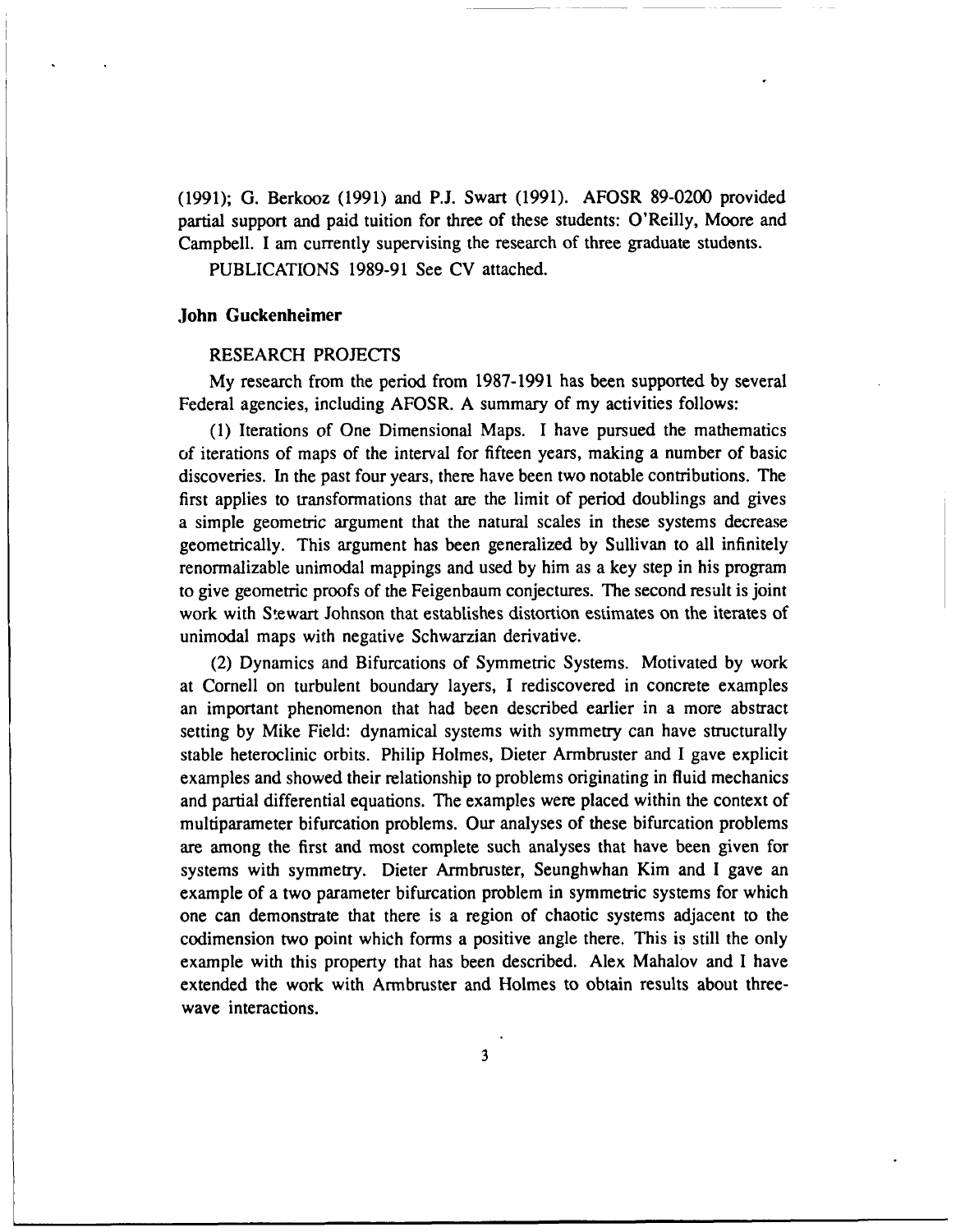(1991); G. Berkooz (1991) and P.J. Swart (1991). AFOSR 89-0200 provided partial support and paid tuition for three of these students: O'Reilly, Moore and Campbell. I am currently supervising the research of three graduate students.

PUBLICATIONS 1989-91 See CV attached.

## John Guckenheimer

RESEARCH PROJECTS

My research from the period from 1987-1991 has been supported by several Federal agencies, including AFOSR. A summary of my activities follows:

(1) Iterations of One Dimensional Maps. I have pursued the mathematics of iterations of maps of the interval for fifteen years, making a number of basic discoveries. In the past four years, there have been two notable contributions. The first applies to transformations that are the limit of period doublings and gives a simple geometric argument that the natural scales in these systems decrease geometrically. This argument has been generalized by Sullivan to all infinitely renormalizable unimodal mappings and used by him as a key step in his program to give geometric proofs of the Feigenbaum conjectures. The second result is joint work with Stewart Johnson that establishes distortion estimates on the iterates of unimodal maps with negative Schwarzian derivative.

(2) Dynamics and Bifurcations of Symmetric Systems. Motivated by work at Cornell on turbulent boundary layers, I rediscovered in concrete examples an important phenomenon that had been described earlier in a more abstract setting by Mike Field: dynamical systems with symmetry can have structurally stable heteroclinic orbits. Philip Holmes, Dieter Armbruster and I gave explicit examples and showed their relationship to problems originating in fluid mechanics and partial differential equations. The examples were placed within the context of multiparameter bifurcation problems. Our analyses of these bifurcation problems are among the first and most complete such analyses that have been given for systems with symmetry. Dieter Armbruster, Seunghwhan Kim and I gave an example of a two parameter bifurcation problem in symmetric systems for which one can demonstrate that there is a region of chaotic systems adjacent to the codimension two point which forms a positive angle there. This is still the only example with this property that has been described. Alex Mahalov and I have extended the work with Armbruster and Holmes to obtain results about three-wave interactions.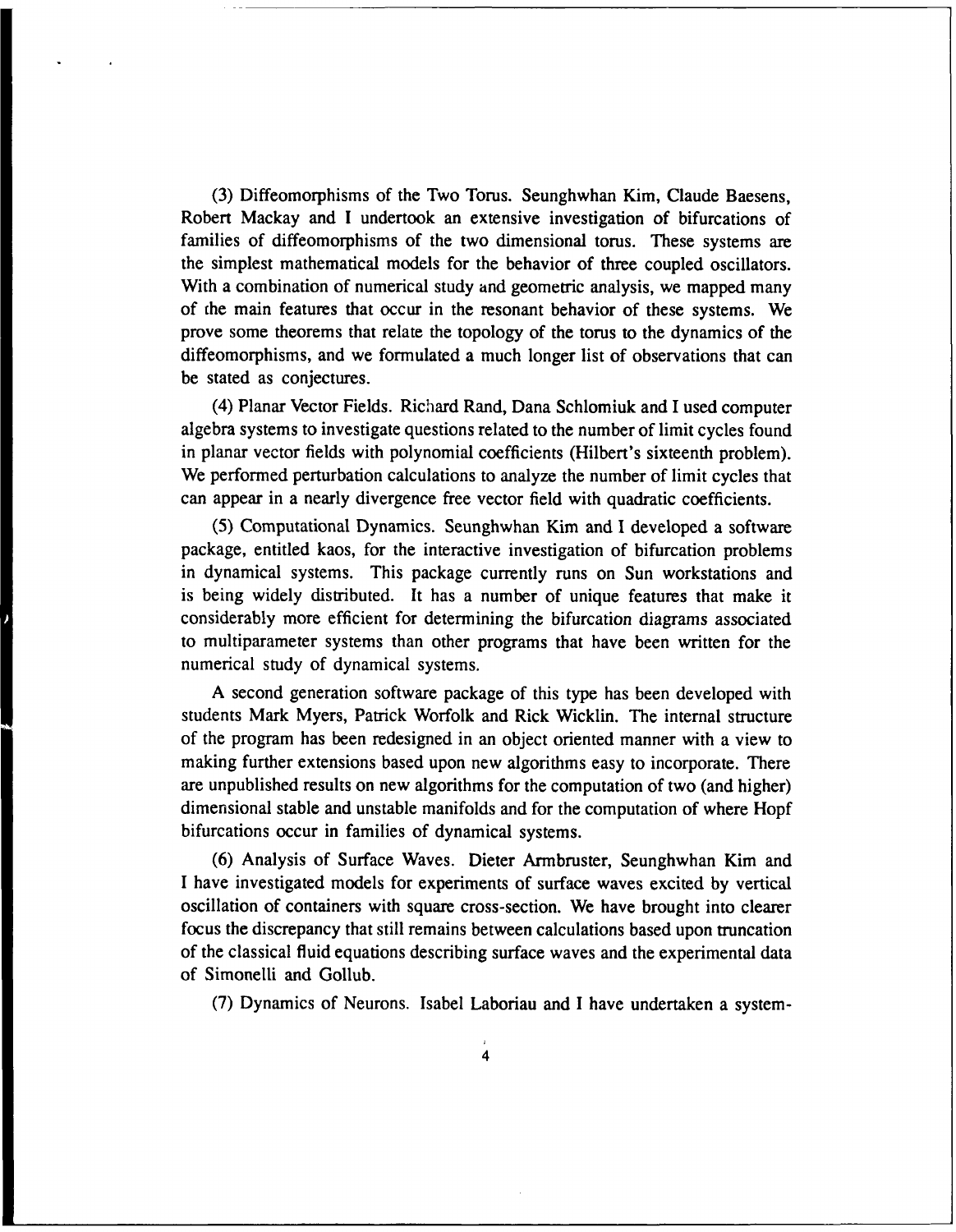(3) Diffeomorphisms of the Two Torus. Seunghwhan Kim, Claude Baesens, Robert Mackay and I undertook an extensive investigation of bifurcations of families of diffeomorphisms of the two dimensional torus. These systems are the simplest mathematical models for the behavior of three coupled oscillators. With a combination of numerical study and geometric analysis, we mapped many of the main features that occur in the resonant behavior of these systems. We prove some theorems that relate the topology of the torus to the dynamics of the diffeomorphisms, and we formulated a much longer list of observations that can be stated as conjectures.

(4) Planar Vector Fields. Richard Rand, Dana Schlomiuk and I used computer algebra systems to investigate questions related to the number of limit cycles found in planar vector fields with polynomial coefficients (Hilbert's sixteenth problem). We performed perturbation calculations to analyze the number of limit cycles that can appear in a nearly divergence free vector field with quadratic coefficients.

(5) Computational Dynamics. Seunghwhan Kim and I developed a software package, entitled kaos, for the interactive investigation of bifurcation problems in dynamical systems. This package currently runs on Sun workstations and is being widely distributed. It has a number of unique features that make it considerably more efficient for determining the bifurcation diagrams associated to multiparameter systems than other programs that have been written for the numerical study of dynamical systems.

A second generation software package of this type has been developed with students Mark Myers, Patrick Worfolk and Rick Wicklin. The internal structure of the program has been redesigned in an object oriented manner with a view to making further extensions based upon new algorithms easy to incorporate. There are unpublished results on new algorithms for the computation of two (and higher) dimensional stable and unstable manifolds and for the computation of where Hopf bifurcations occur in families of dynamical systems.

(6) Analysis of Surface Waves. Dieter Armbruster, Seunghwhan Kim and I have investigated models for experiments of surface waves excited by vertical oscillation of containers with square cross-section. We have brought into clearer focus the discrepancy that still remains between calculations based upon truncation of the classical fluid equations describing surface waves and the experimental data of Simonelli and Gollub.

(7) Dynamics of Neurons. Isabel Laboriau and I have undertaken a system-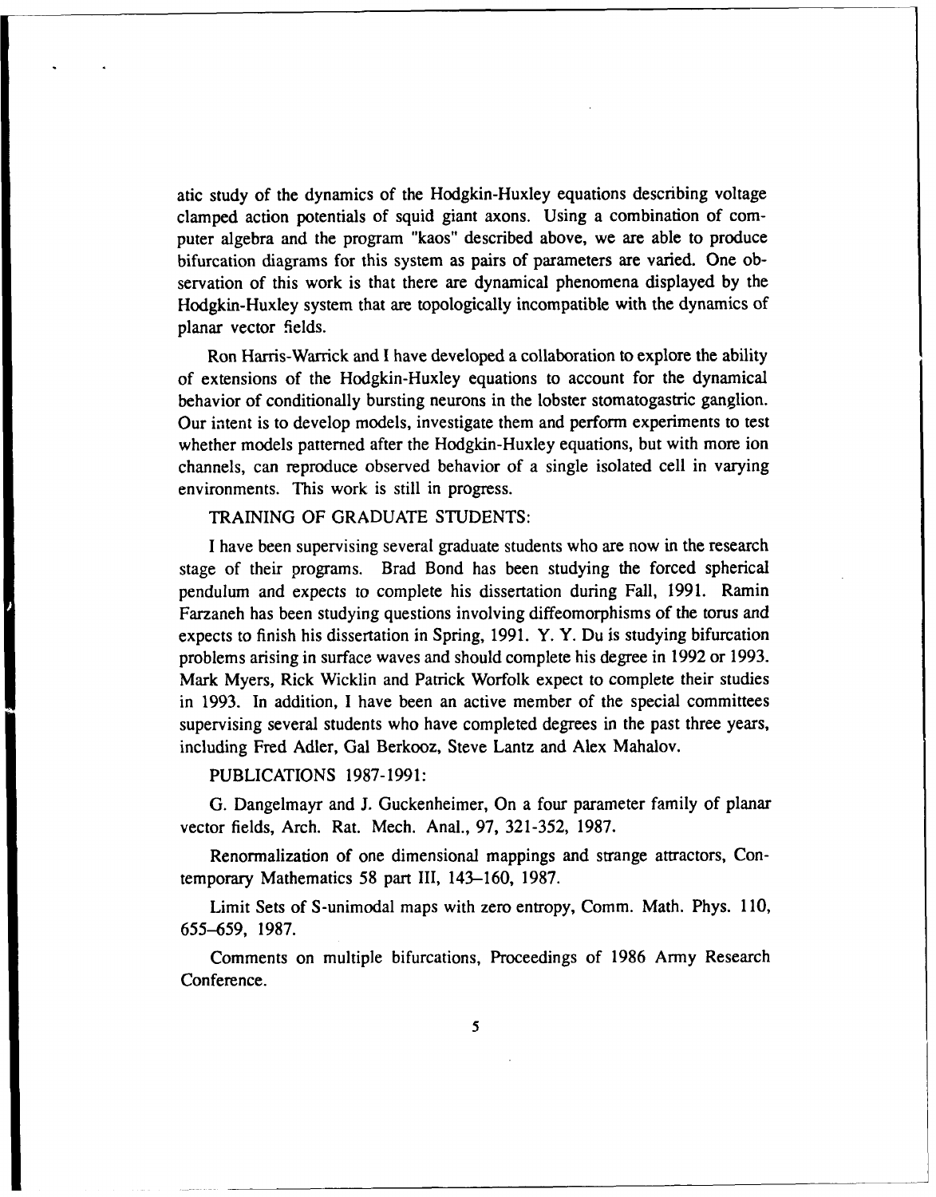atic study of the dynamics of the Hodgkin-Huxley equations describing voltage clamped action potentials of squid giant axons. Using a combination of computer algebra and the program "kaos" described above, we are able to produce bifurcation diagrams for this system as pairs of parameters are varied. One observation of this work is that there are dynamical phenomena displayed by the Hodgkin-Huxley system that are topologically incompatible with the dynamics of planar vector fields.

Ron Harris-Warrick and I have developed a collaboration to explore the ability of extensions of the Hodgkin-Huxley equations to account for the dynamical behavior of conditionally bursting neurons in the lobster stomatogastric ganglion. Our intent is to develop models, investigate them and perform experiments to test whether models patterned after the Hodgkin-Huxley equations, but with more ion channels, can reproduce observed behavior of a single isolated cell in varying environments. This work is still in progress.

TRAINING OF GRADUATE STUDENTS:

I have been supervising several graduate students who are now in the research stage of their programs. Brad Bond has been studying the forced spherical pendulum and expects to complete his dissertation during Fall, 1991. Ramin Farzaneh has been studying questions involving diffeomorphisms of the torus and expects to finish his dissertation in Spring, 1991. Y. Y. Du is studying bifurcation problems arising in surface waves and should complete his degree in 1992 or 1993. Mark Myers, Rick Wicklin and Patrick Worfolk expect to complete their studies in 1993. In addition, I have been an active member of the special committees supervising several students who have completed degrees in the past three years, including Fred Adler, Gal Berkooz, Steve Lantz and Alex Mahalov.

PUBLICATIONS 1987-1991:

G. Dangelmayr and J. Guckenheimer, On a four parameter family of planar vector fields, Arch. Rat. Mech. Anal., 97, 321-352, 1987.

Renormalization of one dimensional mappings and strange attractors, Contemporary Mathematics 58 part III, 143–160, 1987.

Limit Sets of S-unimodal maps with zero entropy, Comm. Math. Phys. 110, 655–659, 1987.

Comments on multiple bifurcations, Proceedings of 1986 Army Research Conference.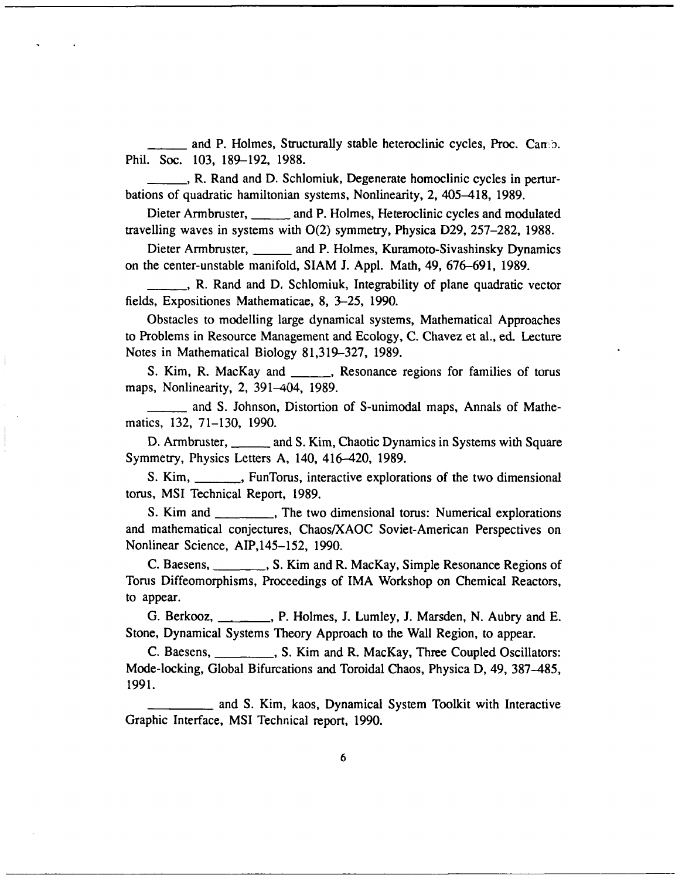\_\_\_\_\_\_ and P. Holmes, Structurally stable heteroclinic cycles, Proc. Camb. Phil. Soc. 103, 189–192, 1988.

\_\_\_\_\_\_, R. Rand and D. Schlomiuk, Degenerate homoclinic cycles in perturbations of quadratic hamiltonian systems, Nonlinearity, 2, 405–418, 1989.

Dieter Armbruster, \_\_\_\_\_\_ and P. Holmes, Heteroclinic cycles and modulated travelling waves in systems with O(2) symmetry, Physica D29, 257–282, 1988.

Dieter Armbruster, \_\_\_\_\_\_ and P. Holmes, Kuramoto-Sivashinsky Dynamics on the center-unstable manifold, SIAM J. Appl. Math, 49, 676–691, 1989.

\_\_\_\_\_\_, R. Rand and D. Schlomiuk, Integrability of plane quadratic vector fields, Expositiones Mathematicae, 8, 3–25, 1990.

Obstacles to modelling large dynamical systems, Mathematical Approaches to Problems in Resource Management and Ecology, C. Chavez et al., ed. Lecture Notes in Mathematical Biology 81,319–327, 1989.

S. Kim, R. MacKay and \_\_\_\_\_\_, Resonance regions for families of torus maps, Nonlinearity, 2, 391–404, 1989.

\_\_\_\_\_\_ and S. Johnson, Distortion of S-unimodal maps, Annals of Mathematics, 132, 71–130, 1990.

D. Armbruster, \_\_\_\_\_\_ and S. Kim, Chaotic Dynamics in Systems with Square Symmetry, Physics Letters A, 140, 416–420, 1989.

S. Kim, \_\_\_\_\_\_\_, FunTorus, interactive explorations of the two dimensional torus, MSI Technical Report, 1989.

S. Kim and \_\_\_\_\_\_\_\_\_, The two dimensional torus: Numerical explorations and mathematical conjectures, Chaos/XAOC Soviet-American Perspectives on Nonlinear Science, AIP,145–152, 1990.

C. Baesens, \_\_\_\_\_\_\_\_, S. Kim and R. MacKay, Simple Resonance Regions of Torus Diffeomorphisms, Proceedings of IMA Workshop on Chemical Reactors, to appear.

G. Berkooz, \_\_\_\_\_\_\_, P. Holmes, J. Lumley, J. Marsden, N. Aubry and E. Stone, Dynamical Systems Theory Approach to the Wall Region, to appear.

C. Baesens, \_\_\_\_\_\_\_\_\_, S. Kim and R. MacKay, Three Coupled Oscillators: Mode-locking, Global Bifurcations and Toroidal Chaos, Physica D, 49, 387–485, 1991.

\_\_\_\_\_\_\_\_\_\_ and S. Kim, kaos, Dynamical System Toolkit with Interactive Graphic Interface, MSI Technical report, 1990.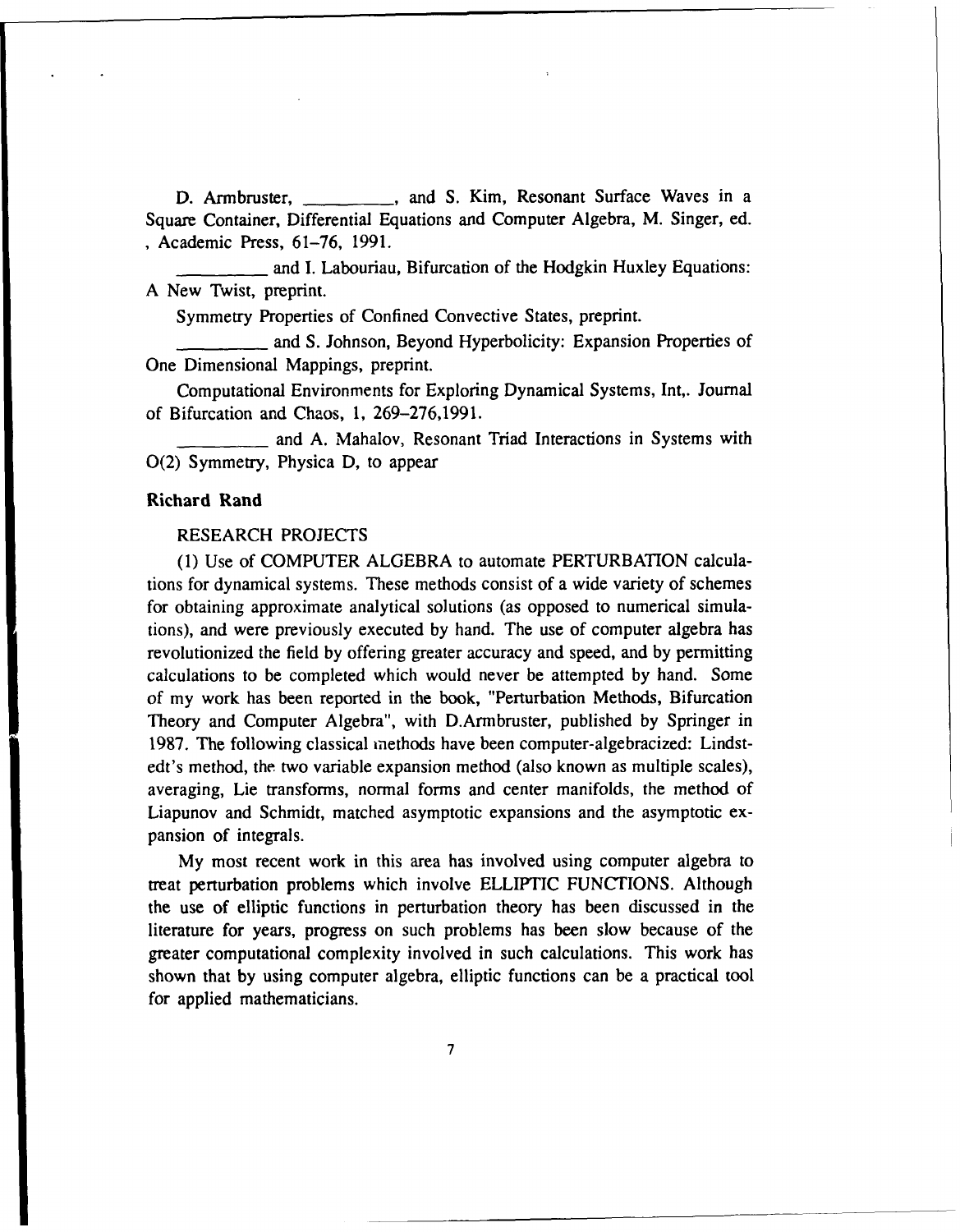D. Armbruster, _________, and S. Kim, Resonant Surface Waves in a Square Container, Differential Equations and Computer Algebra, M. Singer, ed. , Academic Press, 61–76, 1991.

_________ and I. Labouriau, Bifurcation of the Hodgkin Huxley Equations: A New Twist, preprint.

Symmetry Properties of Confined Convective States, preprint.

_________ and S. Johnson, Beyond Hyperbolicity: Expansion Properties of One Dimensional Mappings, preprint.

Computational Environments for Exploring Dynamical Systems, Int,. Journal of Bifurcation and Chaos, 1, 269–276,1991.

_________ and A. Mahalov, Resonant Triad Interactions in Systems with O(2) Symmetry, Physica D, to appear

**Richard Rand**

RESEARCH PROJECTS

(1) Use of COMPUTER ALGEBRA to automate PERTURBATION calculations for dynamical systems. These methods consist of a wide variety of schemes for obtaining approximate analytical solutions (as opposed to numerical simulations), and were previously executed by hand. The use of computer algebra has revolutionized the field by offering greater accuracy and speed, and by permitting calculations to be completed which would never be attempted by hand. Some of my work has been reported in the book, "Perturbation Methods, Bifurcation Theory and Computer Algebra", with D.Armbruster, published by Springer in 1987. The following classical methods have been computer-algebracized: Lindstedt's method, the two variable expansion method (also known as multiple scales), averaging, Lie transforms, normal forms and center manifolds, the method of Liapunov and Schmidt, matched asymptotic expansions and the asymptotic expansion of integrals.

My most recent work in this area has involved using computer algebra to treat perturbation problems which involve ELLIPTIC FUNCTIONS. Although the use of elliptic functions in perturbation theory has been discussed in the literature for years, progress on such problems has been slow because of the greater computational complexity involved in such calculations. This work has shown that by using computer algebra, elliptic functions can be a practical tool for applied mathematicians.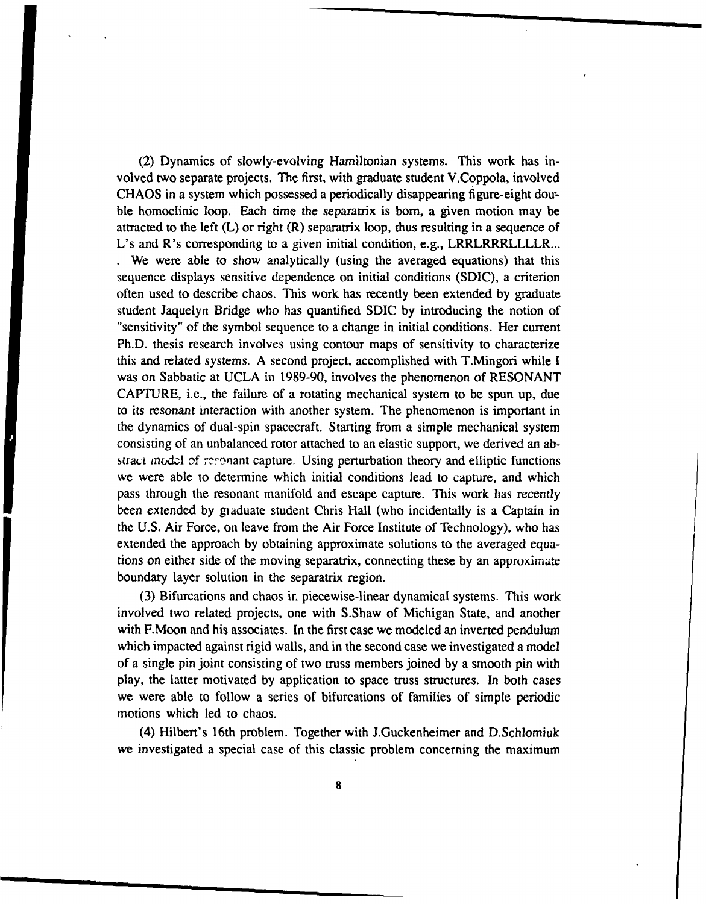(2) Dynamics of slowly-evolving Hamiltonian systems. This work has involved two separate projects. The first, with graduate student V.Coppola, involved CHAOS in a system which possessed a periodically disappearing figure-eight double homoclinic loop. Each time the separatrix is born, a given motion may be attracted to the left (L) or right (R) separatrix loop, thus resulting in a sequence of L's and R's corresponding to a given initial condition, e.g., LRRLRRRLLLLR... . We were able to show analytically (using the averaged equations) that this sequence displays sensitive dependence on initial conditions (SDIC), a criterion often used to describe chaos. This work has recently been extended by graduate student Jaquelyn Bridge who has quantified SDIC by introducing the notion of "sensitivity" of the symbol sequence to a change in initial conditions. Her current Ph.D. thesis research involves using contour maps of sensitivity to characterize this and related systems. A second project, accomplished with T.Mingori while I was on Sabbatic at UCLA in 1989-90, involves the phenomenon of RESONANT CAPTURE, i.e., the failure of a rotating mechanical system to be spun up, due to its resonant interaction with another system. The phenomenon is important in the dynamics of dual-spin spacecraft. Starting from a simple mechanical system consisting of an unbalanced rotor attached to an elastic support, we derived an abstract model of resonant capture. Using perturbation theory and elliptic functions we were able to determine which initial conditions lead to capture, and which pass through the resonant manifold and escape capture. This work has recently been extended by graduate student Chris Hall (who incidentally is a Captain in the U.S. Air Force, on leave from the Air Force Institute of Technology), who has extended the approach by obtaining approximate solutions to the averaged equations on either side of the moving separatrix, connecting these by an approximate boundary layer solution in the separatrix region.

(3) Bifurcations and chaos in piecewise-linear dynamical systems. This work involved two related projects, one with S.Shaw of Michigan State, and another with F.Moon and his associates. In the first case we modeled an inverted pendulum which impacted against rigid walls, and in the second case we investigated a model of a single pin joint consisting of two truss members joined by a smooth pin with play, the latter motivated by application to space truss structures. In both cases we were able to follow a series of bifurcations of families of simple periodic motions which led to chaos.

(4) Hilbert's 16th problem. Together with J.Guckenheimer and D.Schlomiuk we investigated a special case of this classic problem concerning the maximum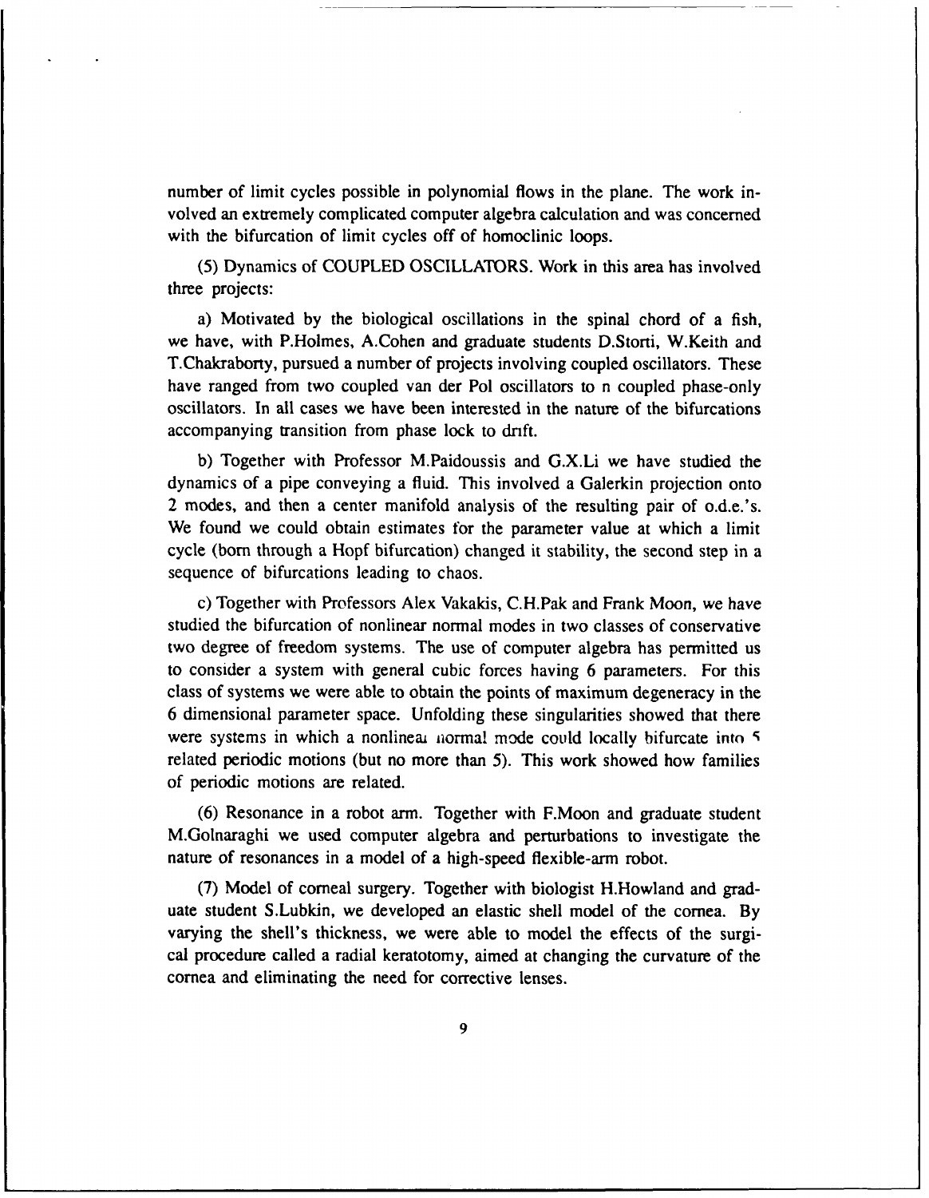number of limit cycles possible in polynomial flows in the plane. The work involved an extremely complicated computer algebra calculation and was concerned with the bifurcation of limit cycles off of homoclinic loops.

(5) Dynamics of COUPLED OSCILLATORS. Work in this area has involved three projects:

a) Motivated by the biological oscillations in the spinal chord of a fish, we have, with P.Holmes, A.Cohen and graduate students D.Storti, W.Keith and T.Chakraborty, pursued a number of projects involving coupled oscillators. These have ranged from two coupled van der Pol oscillators to n coupled phase-only oscillators. In all cases we have been interested in the nature of the bifurcations accompanying transition from phase lock to drift.

b) Together with Professor M.Paidoussis and G.X.Li we have studied the dynamics of a pipe conveying a fluid. This involved a Galerkin projection onto 2 modes, and then a center manifold analysis of the resulting pair of o.d.e.'s. We found we could obtain estimates for the parameter value at which a limit cycle (born through a Hopf bifurcation) changed it stability, the second step in a sequence of bifurcations leading to chaos.

c) Together with Professors Alex Vakakis, C.H.Pak and Frank Moon, we have studied the bifurcation of nonlinear normal modes in two classes of conservative two degree of freedom systems. The use of computer algebra has permitted us to consider a system with general cubic forces having 6 parameters. For this class of systems we were able to obtain the points of maximum degeneracy in the 6 dimensional parameter space. Unfolding these singularities showed that there were systems in which a nonlinear normal mode could locally bifurcate into 5 related periodic motions (but no more than 5). This work showed how families of periodic motions are related.

(6) Resonance in a robot arm. Together with F.Moon and graduate student M.Golnaraghi we used computer algebra and perturbations to investigate the nature of resonances in a model of a high-speed flexible-arm robot.

(7) Model of corneal surgery. Together with biologist H.Howland and graduate student S.Lubkin, we developed an elastic shell model of the cornea. By varying the shell's thickness, we were able to model the effects of the surgical procedure called a radial keratotomy, aimed at changing the curvature of the cornea and eliminating the need for corrective lenses.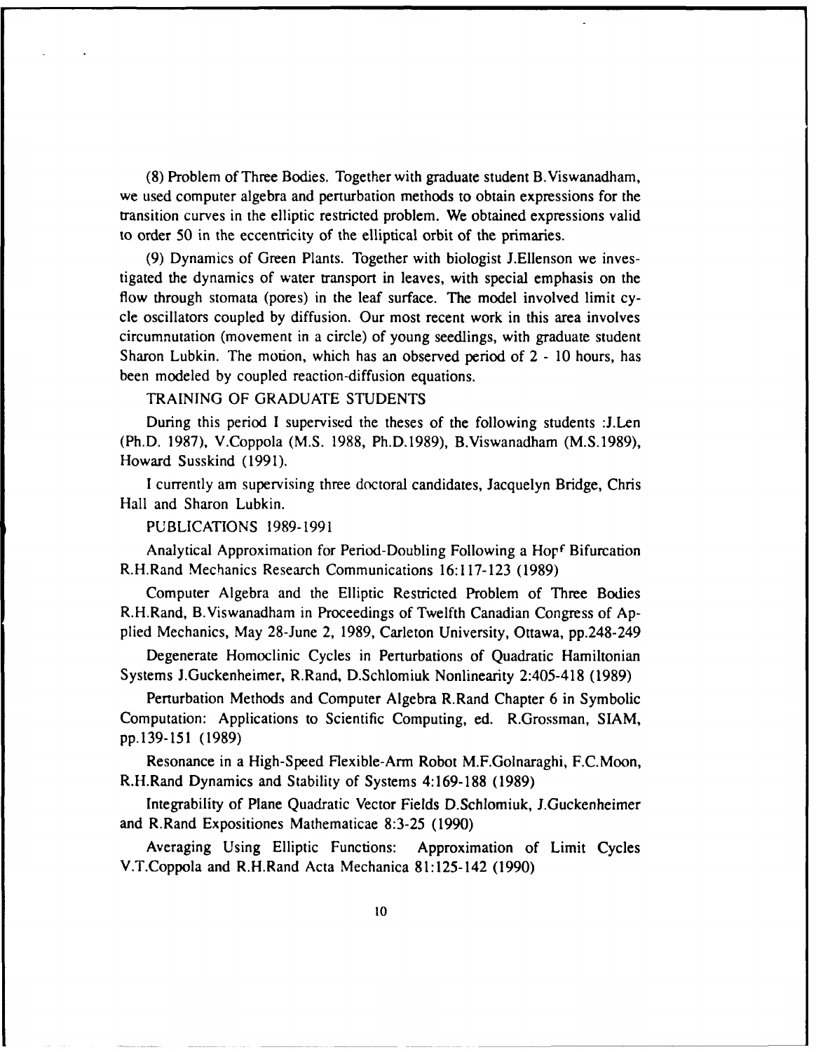(8) Problem of Three Bodies. Together with graduate student B.Viswanadham, we used computer algebra and perturbation methods to obtain expressions for the transition curves in the elliptic restricted problem. We obtained expressions valid to order 50 in the eccentricity of the elliptical orbit of the primaries.

(9) Dynamics of Green Plants. Together with biologist J.Ellenson we investigated the dynamics of water transport in leaves, with special emphasis on the flow through stomata (pores) in the leaf surface. The model involved limit cycle oscillators coupled by diffusion. Our most recent work in this area involves circumnutation (movement in a circle) of young seedlings, with graduate student Sharon Lubkin. The motion, which has an observed period of 2 - 10 hours, has been modeled by coupled reaction-diffusion equations.

## TRAINING OF GRADUATE STUDENTS

During this period I supervised the theses of the following students :J.Len (Ph.D. 1987), V.Coppola (M.S. 1988, Ph.D.1989), B.Viswanadham (M.S.1989), Howard Susskind (1991).

I currently am supervising three doctoral candidates, Jacquelyn Bridge, Chris Hall and Sharon Lubkin.

## PUBLICATIONS 1989-1991

Analytical Approximation for Period-Doubling Following a Hopf Bifurcation R.H.Rand Mechanics Research Communications 16:117-123 (1989)

Computer Algebra and the Elliptic Restricted Problem of Three Bodies R.H.Rand, B.Viswanadham in Proceedings of Twelfth Canadian Congress of Applied Mechanics, May 28-June 2, 1989, Carleton University, Ottawa, pp.248-249

Degenerate Homoclinic Cycles in Perturbations of Quadratic Hamiltonian Systems J.Guckenheimer, R.Rand, D.Schlomiuk Nonlinearity 2:405-418 (1989)

Perturbation Methods and Computer Algebra R.Rand Chapter 6 in Symbolic Computation: Applications to Scientific Computing, ed. R.Grossman, SIAM, pp.139-151 (1989)

Resonance in a High-Speed Flexible-Arm Robot M.F.Golnaraghi, F.C.Moon, R.H.Rand Dynamics and Stability of Systems 4:169-188 (1989)

Integrability of Plane Quadratic Vector Fields D.Schlomiuk, J.Guckenheimer and R.Rand Expositiones Mathematicae 8:3-25 (1990)

Averaging Using Elliptic Functions: Approximation of Limit Cycles V.T.Coppola and R.H.Rand Acta Mechanica 81:125-142 (1990)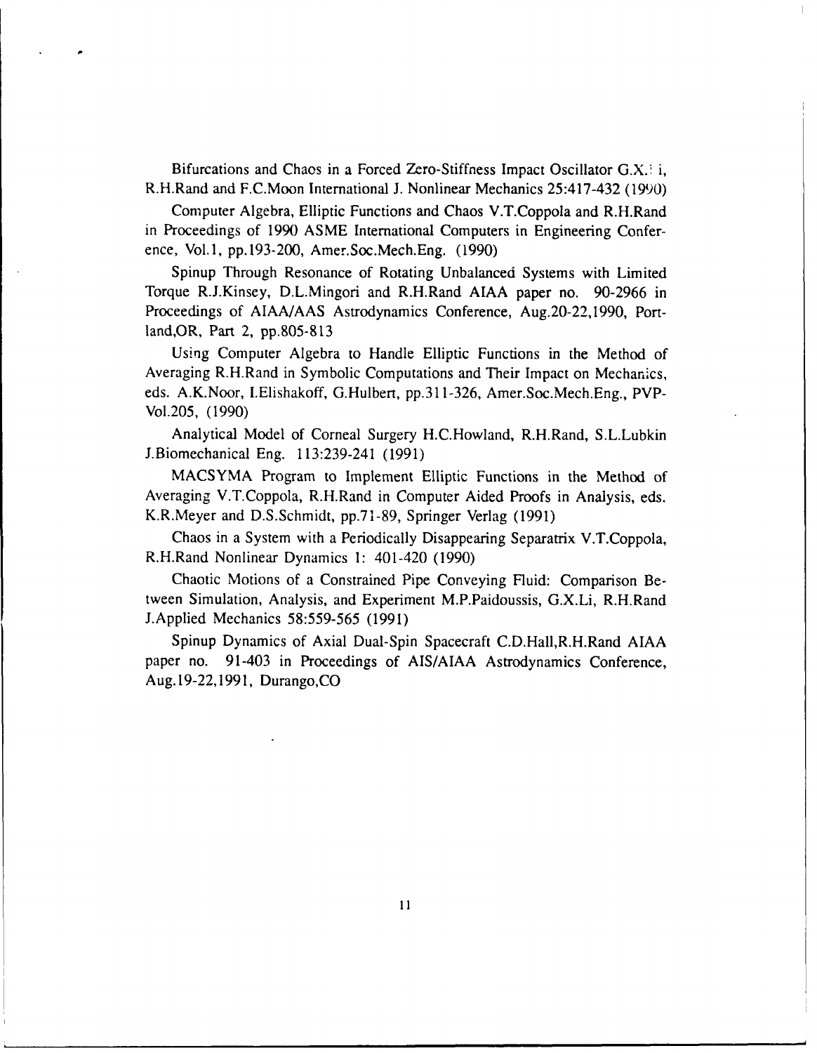Bifurcations and Chaos in a Forced Zero-Stiffness Impact Oscillator G.X.Li, R.H.Rand and F.C.Moon International J. Nonlinear Mechanics 25:417-432 (1990)

Computer Algebra, Elliptic Functions and Chaos V.T.Coppola and R.H.Rand in Proceedings of 1990 ASME International Computers in Engineering Conference, Vol.1, pp.193-200, Amer.Soc.Mech.Eng. (1990)

Spinup Through Resonance of Rotating Unbalanced Systems with Limited Torque R.J.Kinsey, D.L.Mingori and R.H.Rand AIAA paper no. 90-2966 in Proceedings of AIAA/AAS Astrodynamics Conference, Aug.20-22,1990, Portland,OR, Part 2, pp.805-813

Using Computer Algebra to Handle Elliptic Functions in the Method of Averaging R.H.Rand in Symbolic Computations and Their Impact on Mechanics, eds. A.K.Noor, I.Elishakoff, G.Hulbert, pp.311-326, Amer.Soc.Mech.Eng., PVP-Vol.205, (1990)

Analytical Model of Corneal Surgery H.C.Howland, R.H.Rand, S.L.Lubkin J.Biomechanical Eng. 113:239-241 (1991)

MACSYMA Program to Implement Elliptic Functions in the Method of Averaging V.T.Coppola, R.H.Rand in Computer Aided Proofs in Analysis, eds. K.R.Meyer and D.S.Schmidt, pp.71-89, Springer Verlag (1991)

Chaos in a System with a Periodically Disappearing Separatrix V.T.Coppola, R.H.Rand Nonlinear Dynamics 1: 401-420 (1990)

Chaotic Motions of a Constrained Pipe Conveying Fluid: Comparison Between Simulation, Analysis, and Experiment M.P.Paidoussis, G.X.Li, R.H.Rand J.Applied Mechanics 58:559-565 (1991)

Spinup Dynamics of Axial Dual-Spin Spacecraft C.D.Hall,R.H.Rand AIAA paper no. 91-403 in Proceedings of AIS/AIAA Astrodynamics Conference, Aug.19-22,1991, Durango,CO